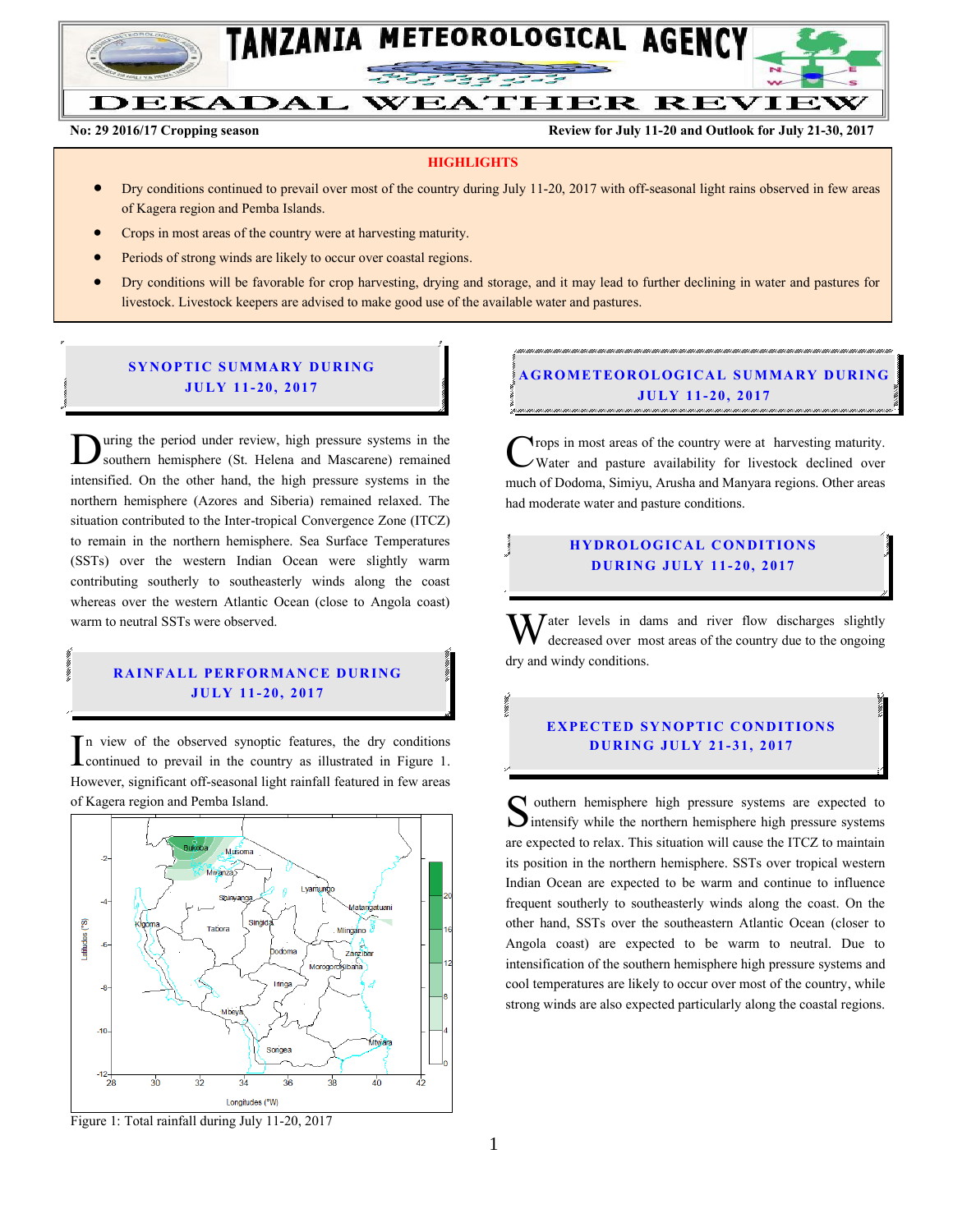# TANZANIA METEOROLOGICAL AGENCY

# DEKADAL WEATHER REVIEW

**No: 29 2016/17 Cropping season** — **Review for July 11-20 and Outlook for July 21-30, 2017**

## HIGHLIGHTS

- Dry conditions continued to prevail over most of the country during July 11-20, 2017 with off-seasonal light rains observed in few areas of Kagera region and Pemba Islands.
- Crops in most areas of the country were at harvesting maturity.
- Periods of strong winds are likely to occur over coastal regions.
- Dry conditions will be favorable for crop harvesting, drying and storage, and it may lead to further declining in water and pastures for livestock. Livestock keepers are advised to make good use of the available water and pastures.

## SYNOPTIC SUMMARY DURING JULY 11-20, 2017

During the period under review, high pressure systems in the southern hemisphere (St. Helena and Mascarene) remained intensified. On the other hand, the high pressure systems in the northern hemisphere (Azores and Siberia) remained relaxed. The situation contributed to the Inter-tropical Convergence Zone (ITCZ) to remain in the northern hemisphere. Sea Surface Temperatures (SSTs) over the western Indian Ocean were slightly warm contributing southerly to southeasterly winds along the coast whereas over the western Atlantic Ocean (close to Angola coast) warm to neutral SSTs were observed.

## RAINFALL PERFORMANCE DURING JULY 11-20, 2017

In view of the observed synoptic features, the dry conditions continued to prevail in the country as illustrated in Figure 1. However, significant off-seasonal light rainfall featured in few areas of Kagera region and Pemba Island.

Figure 1: Total rainfall during July 11-20, 2017

## AGROMETEOROLOGICAL SUMMARY DURING JULY 11-20, 2017

Crops in most areas of the country were at harvesting maturity. Water and pasture availability for livestock declined over much of Dodoma, Simiyu, Arusha and Manyara regions. Other areas had moderate water and pasture conditions.

## HYDROLOGICAL CONDITIONS DURING JULY 11-20, 2017

Water levels in dams and river flow discharges slightly decreased over most areas of the country due to the ongoing dry and windy conditions.

## EXPECTED SYNOPTIC CONDITIONS DURING JULY 21-31, 2017

Southern hemisphere high pressure systems are expected to intensify while the northern hemisphere high pressure systems are expected to relax. This situation will cause the ITCZ to maintain its position in the northern hemisphere. SSTs over tropical western Indian Ocean are expected to be warm and continue to influence frequent southerly to southeasterly winds along the coast. On the other hand, SSTs over the southeastern Atlantic Ocean (closer to Angola coast) are expected to be warm to neutral. Due to intensification of the southern hemisphere high pressure systems and cool temperatures are likely to occur over most of the country, while strong winds are also expected particularly along the coastal regions.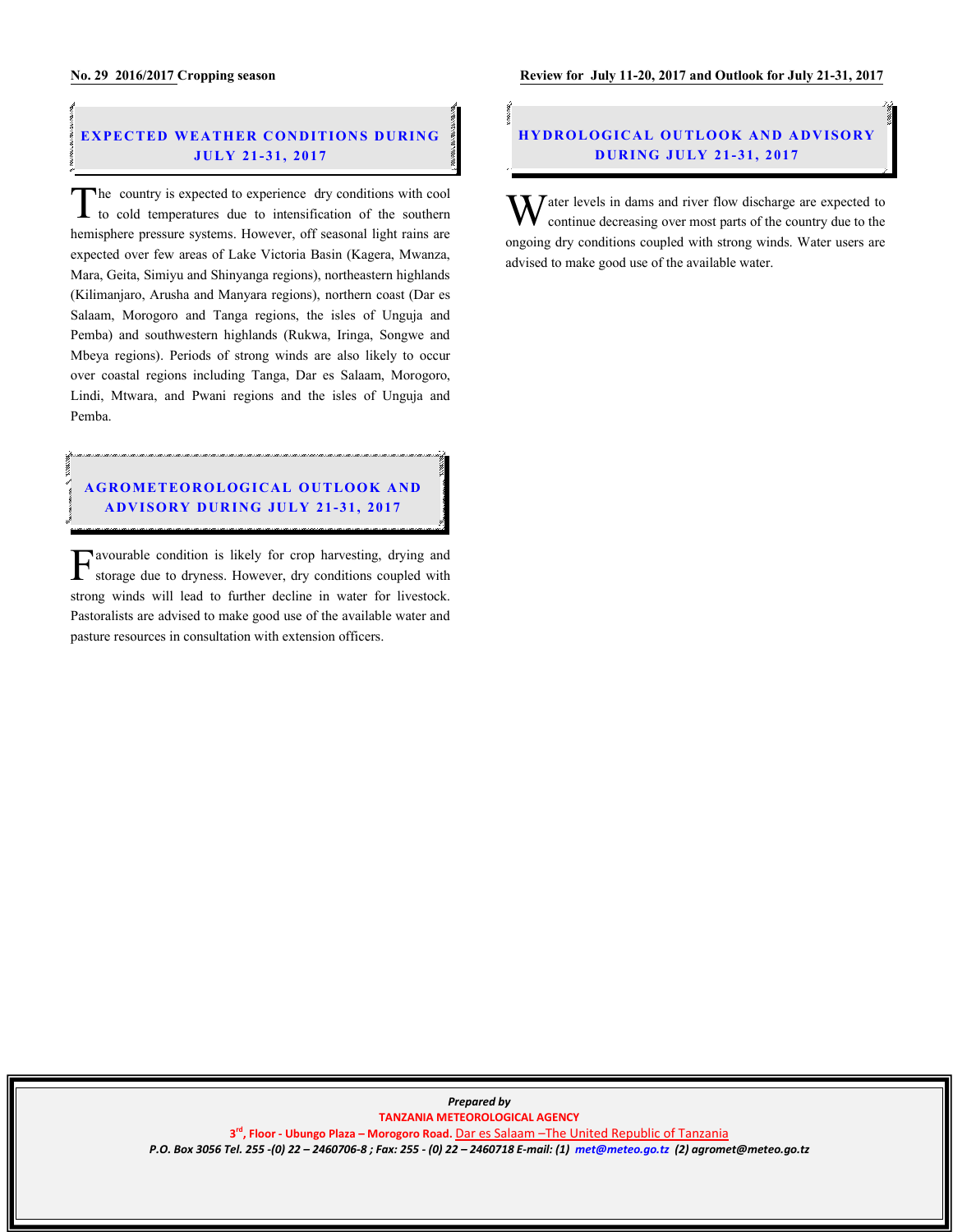## EXPECTED WEATHER CONDITIONS DURING JULY 21-31, 2017

The country is expected to experience dry conditions with cool to cold temperatures due to intensification of the southern hemisphere pressure systems. However, off seasonal light rains are expected over few areas of Lake Victoria Basin (Kagera, Mwanza, Mara, Geita, Simiyu and Shinyanga regions), northeastern highlands (Kilimanjaro, Arusha and Manyara regions), northern coast (Dar es Salaam, Morogoro and Tanga regions, the isles of Unguja and Pemba) and southwestern highlands (Rukwa, Iringa, Songwe and Mbeya regions). Periods of strong winds are also likely to occur over coastal regions including Tanga, Dar es Salaam, Morogoro, Lindi, Mtwara, and Pwani regions and the isles of Unguja and Pemba.

## AGROMETEOROLOGICAL OUTLOOK AND ADVISORY DURING JULY 21-31, 2017

Favourable condition is likely for crop harvesting, drying and storage due to dryness. However, dry conditions coupled with strong winds will lead to further decline in water for livestock. Pastoralists are advised to make good use of the available water and pasture resources in consultation with extension officers.

## HYDROLOGICAL OUTLOOK AND ADVISORY DURING JULY 21-31, 2017

Water levels in dams and river flow discharge are expected to continue decreasing over most parts of the country due to the ongoing dry conditions coupled with strong winds. Water users are advised to make good use of the available water.

*Prepared by*

**TANZANIA METEOROLOGICAL AGENCY**

**3rd, Floor - Ubungo Plaza – Morogoro Road.** Dar es Salaam –The United Republic of Tanzania

*P.O. Box 3056 Tel. 255 -(0) 22 – 2460706-8 ; Fax: 255 - (0) 22 – 2460718 E-mail: (1) met@meteo.go.tz (2) agromet@meteo.go.tz*